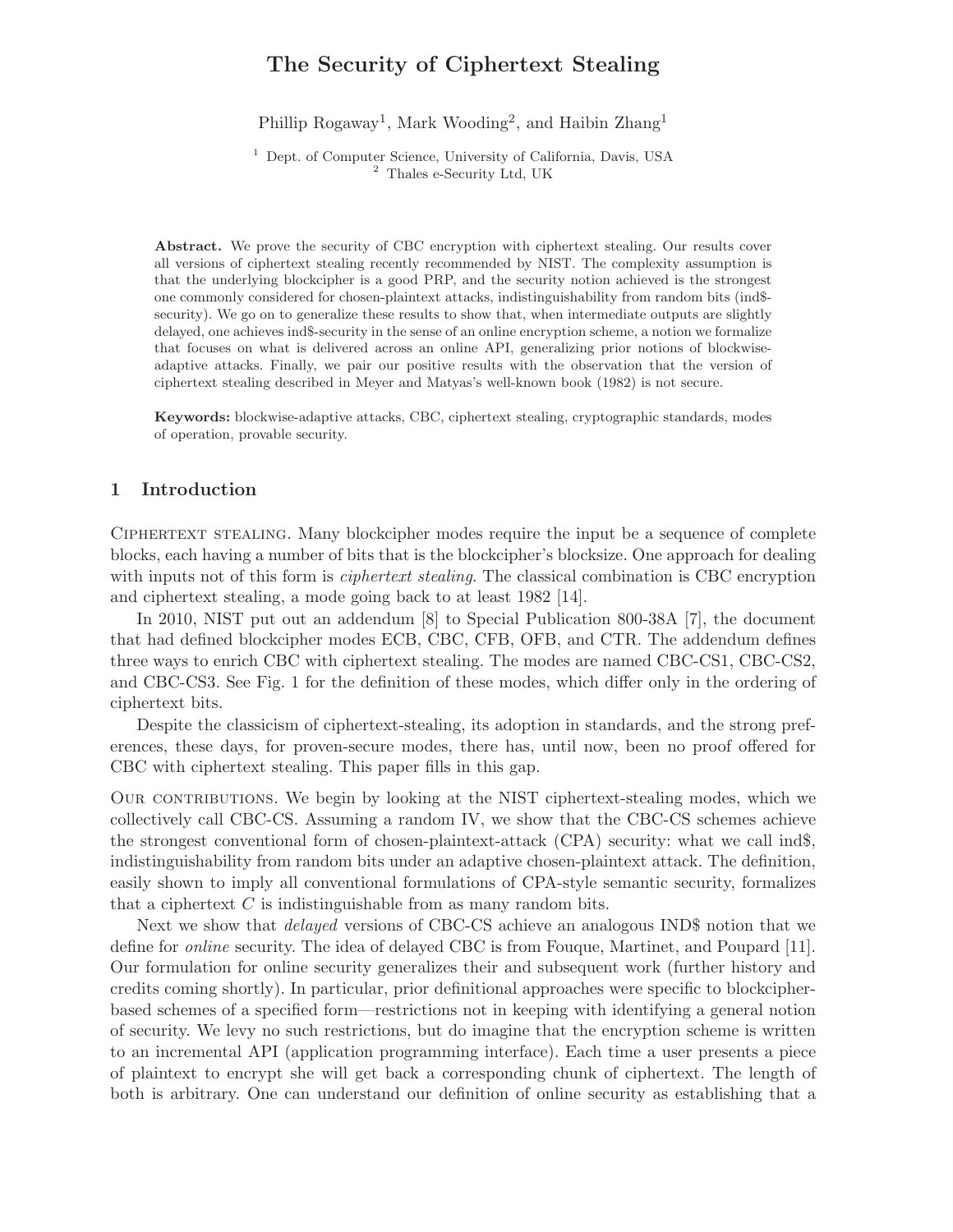# The Security of Ciphertext Stealing

Phillip Rogaway[1], Mark Wooding[2], and Haibin Zhang[1]

[1] Dept. of Computer Science, University of California, Davis, USA
[2] Thales e-Security Ltd, UK

**Abstract.** We prove the security of CBC encryption with ciphertext stealing. Our results cover all versions of ciphertext stealing recently recommended by NIST. The complexity assumption is that the underlying blockcipher is a good PRP, and the security notion achieved is the strongest one commonly considered for chosen-plaintext attacks, indistinguishability from random bits (ind$-security). We go on to generalize these results to show that, when intermediate outputs are slightly delayed, one achieves ind$-security in the sense of an online encryption scheme, a notion we formalize that focuses on what is delivered across an online API, generalizing prior notions of blockwise-adaptive attacks. Finally, we pair our positive results with the observation that the version of ciphertext stealing described in Meyer and Matyas's well-known book (1982) is not secure.

**Keywords:** blockwise-adaptive attacks, CBC, ciphertext stealing, cryptographic standards, modes of operation, provable security.

## 1 Introduction

Ciphertext stealing. Many blockcipher modes require the input be a sequence of complete blocks, each having a number of bits that is the blockcipher's blocksize. One approach for dealing with inputs not of this form is *ciphertext stealing*. The classical combination is CBC encryption and ciphertext stealing, a mode going back to at least 1982 [14].

In 2010, NIST put out an addendum [8] to Special Publication 800-38A [7], the document that had defined blockcipher modes ECB, CBC, CFB, OFB, and CTR. The addendum defines three ways to enrich CBC with ciphertext stealing. The modes are named CBC-CS1, CBC-CS2, and CBC-CS3. See Fig. 1 for the definition of these modes, which differ only in the ordering of ciphertext bits.

Despite the classicism of ciphertext-stealing, its adoption in standards, and the strong preferences, these days, for proven-secure modes, there has, until now, been no proof offered for CBC with ciphertext stealing. This paper fills in this gap.

Our contributions. We begin by looking at the NIST ciphertext-stealing modes, which we collectively call CBC-CS. Assuming a random IV, we show that the CBC-CS schemes achieve the strongest conventional form of chosen-plaintext-attack (CPA) security: what we call ind$, indistinguishability from random bits under an adaptive chosen-plaintext attack. The definition, easily shown to imply all conventional formulations of CPA-style semantic security, formalizes that a ciphertext $C$ is indistinguishable from as many random bits.

Next we show that *delayed* versions of CBC-CS achieve an analogous IND$ notion that we define for *online* security. The idea of delayed CBC is from Fouque, Martinet, and Poupard [11]. Our formulation for online security generalizes their and subsequent work (further history and credits coming shortly). In particular, prior definitional approaches were specific to blockcipher-based schemes of a specified form—restrictions not in keeping with identifying a general notion of security. We levy no such restrictions, but do imagine that the encryption scheme is written to an incremental API (application programming interface). Each time a user presents a piece of plaintext to encrypt she will get back a corresponding chunk of ciphertext. The length of both is arbitrary. One can understand our definition of online security as establishing that a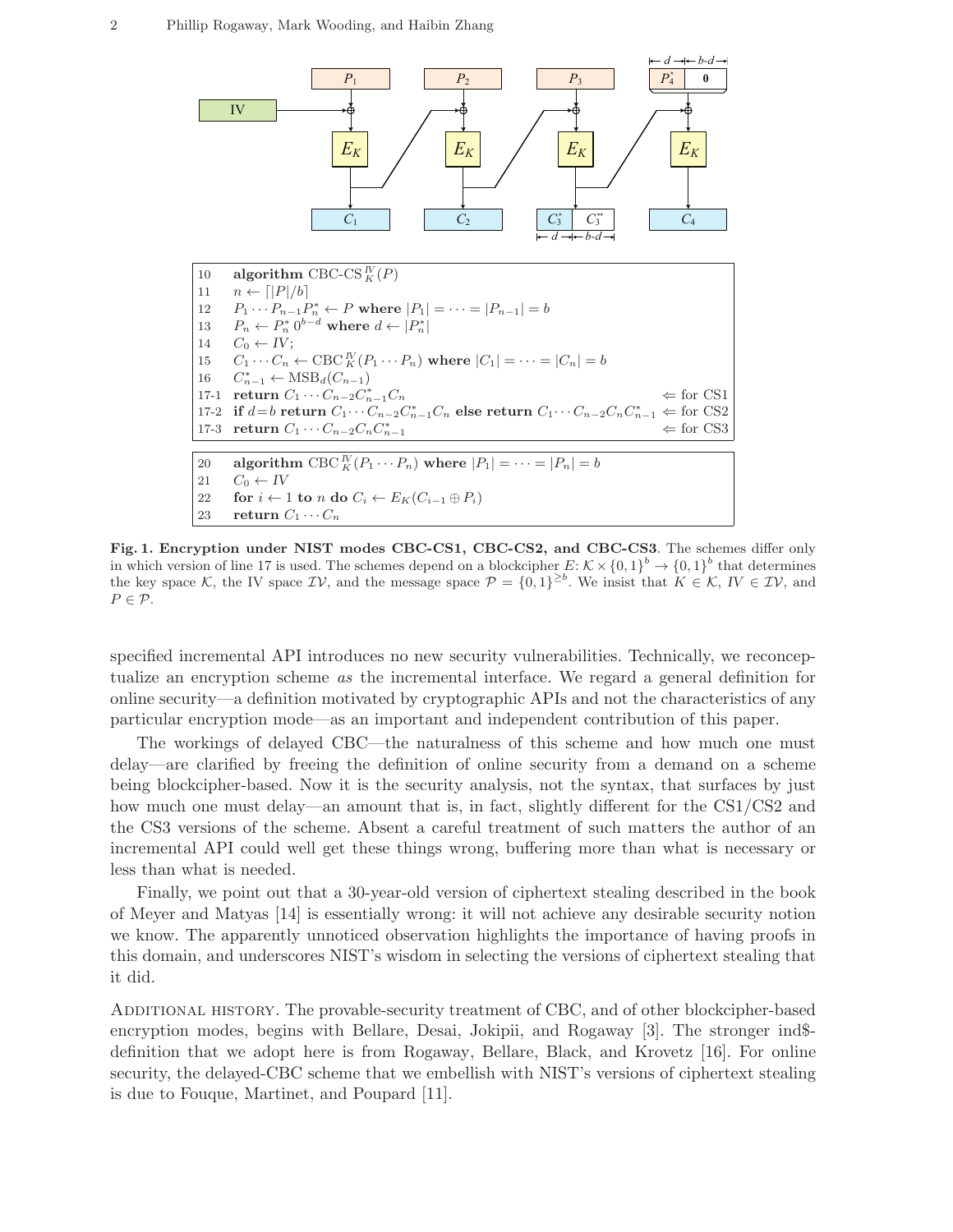```
10    algorithm CBC-CS_K^IV(P)
11    n ← ⌈|P|/b⌉
12    P_1 ··· P_{n-1} P_n^* ← P where |P_1| = ··· = |P_{n-1}| = b
13    P_n ← P_n^* 0^{b-d} where d ← |P_n^*|
14    C_0 ← IV;
15    C_1 ··· C_n ← CBC_K^IV(P_1 ··· P_n) where |C_1| = ··· = |C_n| = b
16    C_{n-1}^* ← MSB_d(C_{n-1})
17-1  return C_1 ··· C_{n-2} C_{n-1}^* C_n                                        ⇐ for CS1
17-2  if d=b return C_1 ··· C_{n-2} C_{n-1}^* C_n else return C_1 ··· C_{n-2} C_n C_{n-1}^*   ⇐ for CS2
17-3  return C_1 ··· C_{n-2} C_n C_{n-1}^*                                        ⇐ for CS3
```

```
20    algorithm CBC_K^IV(P_1 ··· P_n) where |P_1| = ··· = |P_n| = b
21    C_0 ← IV
22    for i ← 1 to n do C_i ← E_K(C_{i-1} ⊕ P_i)
23    return C_1 ··· C_n
```

**Fig. 1. Encryption under NIST modes CBC-CS1, CBC-CS2, and CBC-CS3**. The schemes differ only in which version of line 17 is used. The schemes depend on a blockcipher $E\colon \mathcal{K} \times \{0,1\}^b \to \{0,1\}^b$ that determines the key space $\mathcal{K}$, the IV space $\mathcal{IV}$, and the message space $\mathcal{P} = \{0,1\}^{\geq b}$. We insist that $K \in \mathcal{K}$, $IV \in \mathcal{IV}$, and $P \in \mathcal{P}$.

specified incremental API introduces no new security vulnerabilities. Technically, we reconceptualize an encryption scheme *as* the incremental interface. We regard a general definition for online security—a definition motivated by cryptographic APIs and not the characteristics of any particular encryption mode—as an important and independent contribution of this paper.

The workings of delayed CBC—the naturalness of this scheme and how much one must delay—are clarified by freeing the definition of online security from a demand on a scheme being blockcipher-based. Now it is the security analysis, not the syntax, that surfaces by just how much one must delay—an amount that is, in fact, slightly different for the CS1/CS2 and the CS3 versions of the scheme. Absent a careful treatment of such matters the author of an incremental API could well get these things wrong, buffering more than what is necessary or less than what is needed.

Finally, we point out that a 30-year-old version of ciphertext stealing described in the book of Meyer and Matyas [14] is essentially wrong: it will not achieve any desirable security notion we know. The apparently unnoticed observation highlights the importance of having proofs in this domain, and underscores NIST's wisdom in selecting the versions of ciphertext stealing that it did.

Additional history. The provable-security treatment of CBC, and of other blockcipher-based encryption modes, begins with Bellare, Desai, Jokipii, and Rogaway [3]. The stronger ind\$-definition that we adopt here is from Rogaway, Bellare, Black, and Krovetz [16]. For online security, the delayed-CBC scheme that we embellish with NIST's versions of ciphertext stealing is due to Fouque, Martinet, and Poupard [11].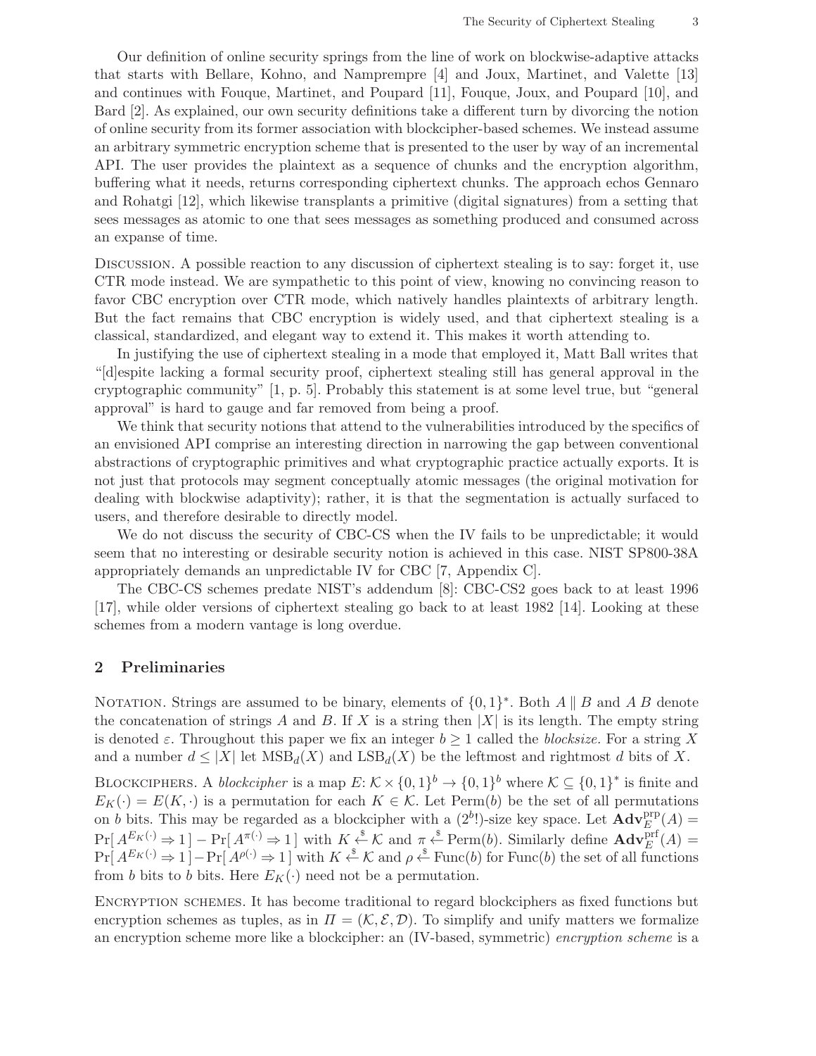Our definition of online security springs from the line of work on blockwise-adaptive attacks that starts with Bellare, Kohno, and Namprempre [4] and Joux, Martinet, and Valette [13] and continues with Fouque, Martinet, and Poupard [11], Fouque, Joux, and Poupard [10], and Bard [2]. As explained, our own security definitions take a different turn by divorcing the notion of online security from its former association with blockcipher-based schemes. We instead assume an arbitrary symmetric encryption scheme that is presented to the user by way of an incremental API. The user provides the plaintext as a sequence of chunks and the encryption algorithm, buffering what it needs, returns corresponding ciphertext chunks. The approach echos Gennaro and Rohatgi [12], which likewise transplants a primitive (digital signatures) from a setting that sees messages as atomic to one that sees messages as something produced and consumed across an expanse of time.

Discussion. A possible reaction to any discussion of ciphertext stealing is to say: forget it, use CTR mode instead. We are sympathetic to this point of view, knowing no convincing reason to favor CBC encryption over CTR mode, which natively handles plaintexts of arbitrary length. But the fact remains that CBC encryption is widely used, and that ciphertext stealing is a classical, standardized, and elegant way to extend it. This makes it worth attending to.

In justifying the use of ciphertext stealing in a mode that employed it, Matt Ball writes that "[d]espite lacking a formal security proof, ciphertext stealing still has general approval in the cryptographic community" [1, p. 5]. Probably this statement is at some level true, but "general approval" is hard to gauge and far removed from being a proof.

We think that security notions that attend to the vulnerabilities introduced by the specifics of an envisioned API comprise an interesting direction in narrowing the gap between conventional abstractions of cryptographic primitives and what cryptographic practice actually exports. It is not just that protocols may segment conceptually atomic messages (the original motivation for dealing with blockwise adaptivity); rather, it is that the segmentation is actually surfaced to users, and therefore desirable to directly model.

We do not discuss the security of CBC-CS when the IV fails to be unpredictable; it would seem that no interesting or desirable security notion is achieved in this case. NIST SP800-38A appropriately demands an unpredictable IV for CBC [7, Appendix C].

The CBC-CS schemes predate NIST's addendum [8]: CBC-CS2 goes back to at least 1996 [17], while older versions of ciphertext stealing go back to at least 1982 [14]. Looking at these schemes from a modern vantage is long overdue.

## 2 Preliminaries

Notation. Strings are assumed to be binary, elements of $\{0,1\}^*$. Both $A \,\|\, B$ and $A\,B$ denote the concatenation of strings $A$ and $B$. If $X$ is a string then $|X|$ is its length. The empty string is denoted $\varepsilon$. Throughout this paper we fix an integer $b \geq 1$ called the *blocksize*. For a string $X$ and a number $d \leq |X|$ let $\mathrm{MSB}_d(X)$ and $\mathrm{LSB}_d(X)$ be the leftmost and rightmost $d$ bits of $X$.

Blockciphers. A *blockcipher* is a map $E\colon \mathcal{K} \times \{0,1\}^b \to \{0,1\}^b$ where $\mathcal{K} \subseteq \{0,1\}^*$ is finite and $E_K(\cdot) = E(K, \cdot)$ is a permutation for each $K \in \mathcal{K}$. Let $\mathrm{Perm}(b)$ be the set of all permutations on $b$ bits. This may be regarded as a blockcipher with a $(2^b!)$-size key space. Let $\mathbf{Adv}_E^{\mathrm{prp}}(A) = \Pr[\, A^{E_K(\cdot)} \Rightarrow 1\,] - \Pr[\, A^{\pi(\cdot)} \Rightarrow 1\,]$ with $K \xleftarrow{\$} \mathcal{K}$ and $\pi \xleftarrow{\$} \mathrm{Perm}(b)$. Similarly define $\mathbf{Adv}_E^{\mathrm{prf}}(A) = \Pr[\, A^{E_K(\cdot)} \Rightarrow 1\,] - \Pr[\, A^{\rho(\cdot)} \Rightarrow 1\,]$ with $K \xleftarrow{\$} \mathcal{K}$ and $\rho \xleftarrow{\$} \mathrm{Func}(b)$ for $\mathrm{Func}(b)$ the set of all functions from $b$ bits to $b$ bits. Here $E_K(\cdot)$ need not be a permutation.

Encryption schemes. It has become traditional to regard blockciphers as fixed functions but encryption schemes as tuples, as in $\Pi = (\mathcal{K}, \mathcal{E}, \mathcal{D})$. To simplify and unify matters we formalize an encryption scheme more like a blockcipher: an (IV-based, symmetric) *encryption scheme* is a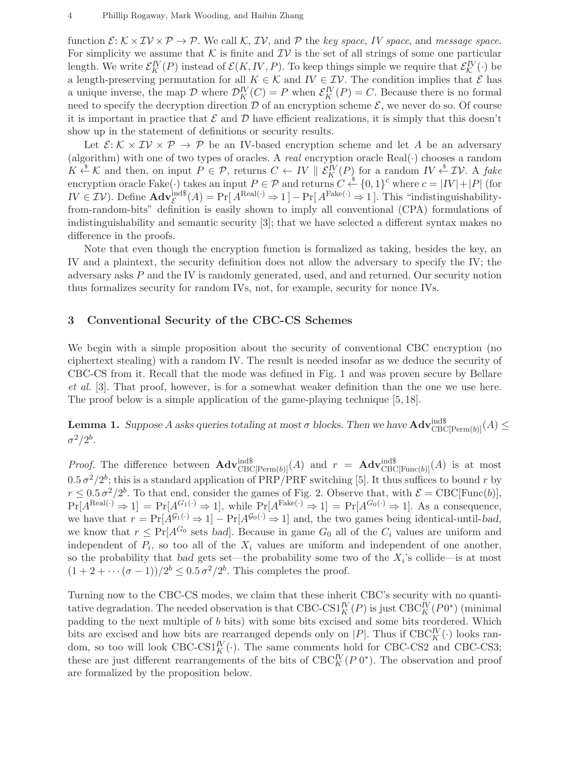function $\mathcal{E}\colon \mathcal{K} \times \mathcal{IV} \times \mathcal{P} \to \mathcal{P}$. We call $\mathcal{K}$, $\mathcal{IV}$, and $\mathcal{P}$ the *key space*, *IV space*, and *message space*. For simplicity we assume that $\mathcal{K}$ is finite and $\mathcal{IV}$ is the set of all strings of some one particular length. We write $\mathcal{E}_K^{IV}(P)$ instead of $\mathcal{E}(K, IV, P)$. To keep things simple we require that $\mathcal{E}_K^{IV}(\cdot)$ be a length-preserving permutation for all $K \in \mathcal{K}$ and $IV \in \mathcal{IV}$. The condition implies that $\mathcal{E}$ has a unique inverse, the map $\mathcal{D}$ where $\mathcal{D}_K^{IV}(C) = P$ when $\mathcal{E}_K^{IV}(P) = C$. Because there is no formal need to specify the decryption direction $\mathcal{D}$ of an encryption scheme $\mathcal{E}$, we never do so. Of course it is important in practice that $\mathcal{E}$ and $\mathcal{D}$ have efficient realizations, it is simply that this doesn't show up in the statement of definitions or security results.

Let $\mathcal{E}\colon \mathcal{K} \times \mathcal{IV} \times \mathcal{P} \to \mathcal{P}$ be an IV-based encryption scheme and let $A$ be an adversary (algorithm) with one of two types of oracles. A *real* encryption oracle $\text{Real}(\cdot)$ chooses a random $K \xleftarrow{\$} \mathcal{K}$ and then, on input $P \in \mathcal{P}$, returns $C \leftarrow IV \parallel \mathcal{E}_K^{IV}(P)$ for a random $IV \xleftarrow{\$} \mathcal{IV}$. A *fake* encryption oracle $\text{Fake}(\cdot)$ takes an input $P \in \mathcal{P}$ and returns $C \xleftarrow{\$} \{0,1\}^c$ where $c = |IV| + |P|$ (for $IV \in \mathcal{IV}$). Define $\mathbf{Adv}_{\mathcal{E}}^{\text{ind\$}}(A) = \Pr[\,A^{\text{Real}(\cdot)} \Rightarrow 1\,] - \Pr[\,A^{\text{Fake}(\cdot)} \Rightarrow 1\,]$. This "indistinguishability-from-random-bits" definition is easily shown to imply all conventional (CPA) formulations of indistinguishability and semantic security [3]; that we have selected a different syntax makes no difference in the proofs.

Note that even though the encryption function is formalized as taking, besides the key, an IV and a plaintext, the security definition does not allow the adversary to specify the IV; the adversary asks $P$ and the IV is randomly generated, used, and and returned. Our security notion thus formalizes security for random IVs, not, for example, security for nonce IVs.

## 3 Conventional Security of the CBC-CS Schemes

We begin with a simple proposition about the security of conventional CBC encryption (no ciphertext stealing) with a random IV. The result is needed insofar as we deduce the security of CBC-CS from it. Recall that the mode was defined in Fig. 1 and was proven secure by Bellare *et al.* [3]. That proof, however, is for a somewhat weaker definition than the one we use here. The proof below is a simple application of the game-playing technique [5, 18].

**Lemma 1.** *Suppose $A$ asks queries totaling at most $\sigma$ blocks. Then we have $\mathbf{Adv}_{\text{CBC[Perm}(b)]}^{\text{ind\$}}(A) \leq \sigma^2/2^b$.*

*Proof.* The difference between $\mathbf{Adv}_{\text{CBC[Perm}(b)]}^{\text{ind\$}}(A)$ and $r = \mathbf{Adv}_{\text{CBC[Func}(b)]}^{\text{ind\$}}(A)$ is at most $0.5\,\sigma^2/2^b$; this is a standard application of PRP/PRF switching [5]. It thus suffices to bound $r$ by $r \leq 0.5\,\sigma^2/2^b$. To that end, consider the games of Fig. 2. Observe that, with $\mathcal{E} = \text{CBC[Func}(b)]$, $\Pr[A^{\text{Real}(\cdot)} \Rightarrow 1] = \Pr[A^{G_1(\cdot)} \Rightarrow 1]$, while $\Pr[A^{\text{Fake}(\cdot)} \Rightarrow 1] = \Pr[A^{G_0(\cdot)} \Rightarrow 1]$. As a consequence, we have that $r = \Pr[A^{\mathcal{G}_1(\cdot)} \Rightarrow 1] - \Pr[A^{\mathcal{G}_0(\cdot)} \Rightarrow 1]$ and, the two games being identical-until-*bad*, we know that $r \leq \Pr[A^{G_0}$ sets *bad*]. Because in game $G_0$ all of the $C_i$ values are uniform and independent of $P_i$, so too all of the $X_i$ values are uniform and independent of one another, so the probability that *bad* gets set—the probability some two of the $X_i$'s collide—is at most $(1 + 2 + \cdots (\sigma - 1))/2^b \leq 0.5\,\sigma^2/2^b$. This completes the proof.

Turning now to the CBC-CS modes, we claim that these inherit CBC's security with no quantitative degradation. The needed observation is that $\text{CBC-CS1}_K^{IV}(P)$ is just $\text{CBC}_K^{IV}(P0^*)$ (minimal padding to the next multiple of $b$ bits) with some bits excised and some bits reordered. Which bits are excised and how bits are rearranged depends only on $|P|$. Thus if $\text{CBC}_K^{IV}(\cdot)$ looks random, so too will look $\text{CBC-CS1}_K^{IV}(\cdot)$. The same comments hold for CBC-CS2 and CBC-CS3; these are just different rearrangements of the bits of $\text{CBC}_K^{IV}(P\,0^*)$. The observation and proof are formalized by the proposition below.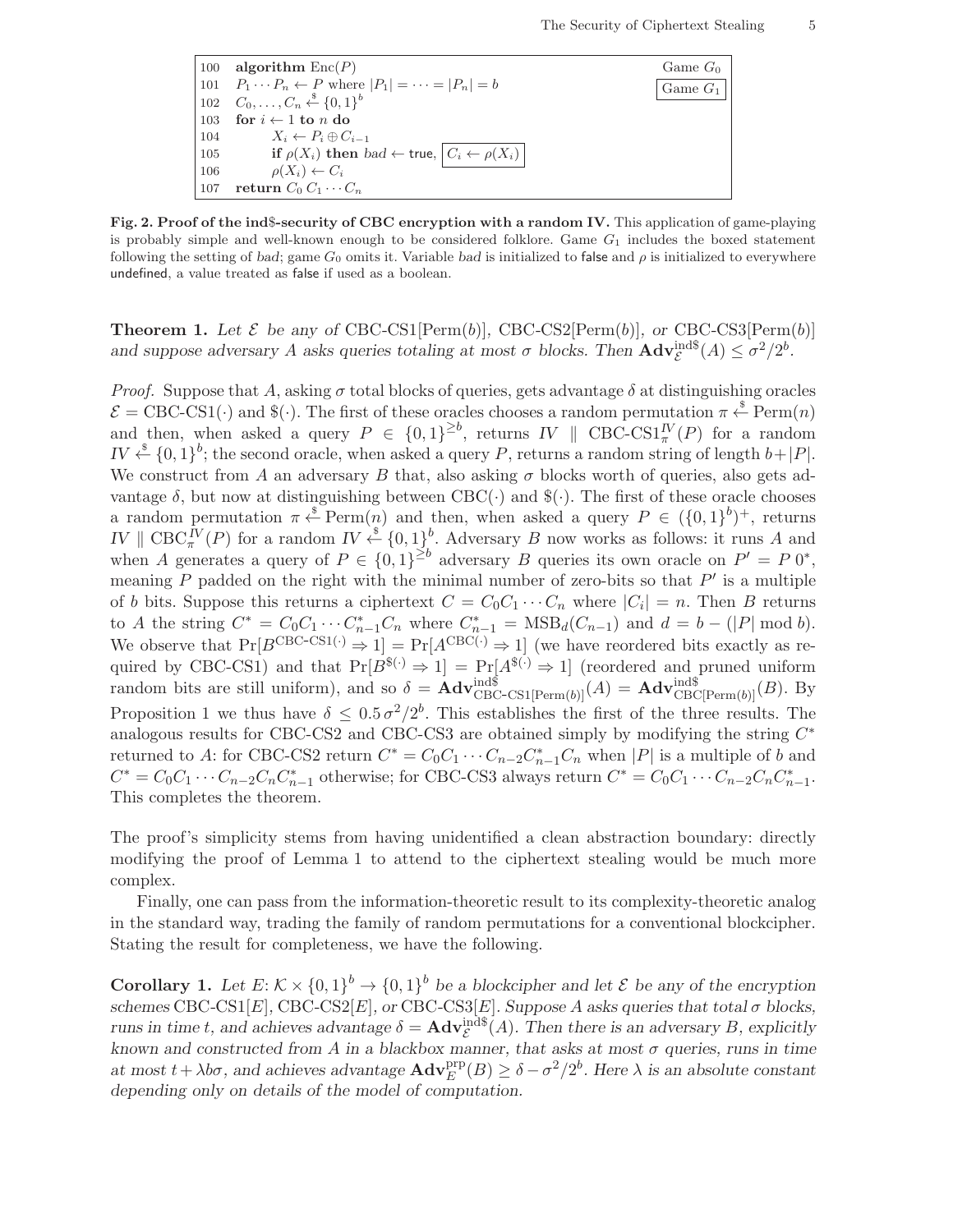```
100  algorithm Enc(P)                                              Game G0
101  P1 ··· Pn ← P where |P1| = ··· = |Pn| = b                    [Game G1]
102  C0, ..., Cn ←$ {0,1}^b
103  for i ← 1 to n do
104       Xi ← Pi ⊕ Ci−1
105       if ρ(Xi) then bad ← true, [Ci ← ρ(Xi)]
106       ρ(Xi) ← Ci
107  return C0 C1 ··· Cn
```

**Fig. 2. Proof of the ind\$-security of CBC encryption with a random IV.** This application of game-playing is probably simple and well-known enough to be considered folklore. Game $G_1$ includes the boxed statement following the setting of *bad*; game $G_0$ omits it. Variable *bad* is initialized to false and $\rho$ is initialized to everywhere undefined, a value treated as false if used as a boolean.

**Theorem 1.** *Let $\mathcal{E}$ be any of* CBC-CS1[Perm($b$)], CBC-CS2[Perm($b$)], *or* CBC-CS3[Perm($b$)] *and suppose adversary $A$ asks queries totaling at most $\sigma$ blocks. Then $\mathbf{Adv}_{\mathcal{E}}^{\text{ind\$}}(A) \le \sigma^2/2^b$.*

*Proof.* Suppose that $A$, asking $\sigma$ total blocks of queries, gets advantage $\delta$ at distinguishing oracles $\mathcal{E} = \text{CBC-CS1}(\cdot)$ and $\$(\cdot)$. The first of these oracles chooses a random permutation $\pi \xleftarrow{\$} \text{Perm}(n)$ and then, when asked a query $P \in \{0,1\}^{\ge b}$, returns $IV \parallel \text{CBC-CS1}_\pi^{IV}(P)$ for a random $IV \xleftarrow{\$} \{0,1\}^b$; the second oracle, when asked a query $P$, returns a random string of length $b+|P|$. We construct from $A$ an adversary $B$ that, also asking $\sigma$ blocks worth of queries, also gets advantage $\delta$, but now at distinguishing between $\text{CBC}(\cdot)$ and $\$(\cdot)$. The first of these oracle chooses a random permutation $\pi \xleftarrow{\$} \text{Perm}(n)$ and then, when asked a query $P \in (\{0,1\}^b)^+$, returns $IV \parallel \text{CBC}_\pi^{IV}(P)$ for a random $IV \xleftarrow{\$} \{0,1\}^b$. Adversary $B$ now works as follows: it runs $A$ and when $A$ generates a query of $P \in \{0,1\}^{\ge b}$ adversary $B$ queries its own oracle on $P' = P\,0^*$, meaning $P$ padded on the right with the minimal number of zero-bits so that $P'$ is a multiple of $b$ bits. Suppose this returns a ciphertext $C = C_0 C_1 \cdots C_n$ where $|C_i| = n$. Then $B$ returns to $A$ the string $C^* = C_0 C_1 \cdots C_{n-1}^* C_n$ where $C_{n-1}^* = \text{MSB}_d(C_{n-1})$ and $d = b - (|P| \bmod b)$. We observe that $\Pr[B^{\text{CBC-CS1}(\cdot)} \Rightarrow 1] = \Pr[A^{\text{CBC}(\cdot)} \Rightarrow 1]$ (we have reordered bits exactly as required by CBC-CS1) and that $\Pr[B^{\$(\cdot)} \Rightarrow 1] = \Pr[A^{\$(\cdot)} \Rightarrow 1]$ (reordered and pruned uniform random bits are still uniform), and so $\delta = \mathbf{Adv}_{\text{CBC-CS1[Perm}(b)]}^{\text{ind\$}}(A) = \mathbf{Adv}_{\text{CBC[Perm}(b)]}^{\text{ind\$}}(B)$. By Proposition 1 we thus have $\delta \le 0.5\,\sigma^2/2^b$. This establishes the first of the three results. The analogous results for CBC-CS2 and CBC-CS3 are obtained simply by modifying the string $C^*$ returned to $A$: for CBC-CS2 return $C^* = C_0 C_1 \cdots C_{n-2} C_{n-1}^* C_n$ when $|P|$ is a multiple of $b$ and $C^* = C_0 C_1 \cdots C_{n-2} C_n C_{n-1}^*$ otherwise; for CBC-CS3 always return $C^* = C_0 C_1 \cdots C_{n-2} C_n C_{n-1}^*$. This completes the theorem.

The proof's simplicity stems from having unidentified a clean abstraction boundary: directly modifying the proof of Lemma 1 to attend to the ciphertext stealing would be much more complex.

Finally, one can pass from the information-theoretic result to its complexity-theoretic analog in the standard way, trading the family of random permutations for a conventional blockcipher. Stating the result for completeness, we have the following.

**Corollary 1.** *Let $E\colon \mathcal{K} \times \{0,1\}^b \to \{0,1\}^b$ be a blockcipher and let $\mathcal{E}$ be any of the encryption schemes* CBC-CS1[$E$], CBC-CS2[$E$], *or* CBC-CS3[$E$]. *Suppose $A$ asks queries that total $\sigma$ blocks, runs in time $t$, and achieves advantage $\delta = \mathbf{Adv}_{\mathcal{E}}^{\text{ind\$}}(A)$. Then there is an adversary $B$, explicitly known and constructed from $A$ in a blackbox manner, that asks at most $\sigma$ queries, runs in time at most $t + \lambda b \sigma$, and achieves advantage $\mathbf{Adv}_E^{\text{prp}}(B) \ge \delta - \sigma^2/2^b$. Here $\lambda$ is an absolute constant depending only on details of the model of computation.*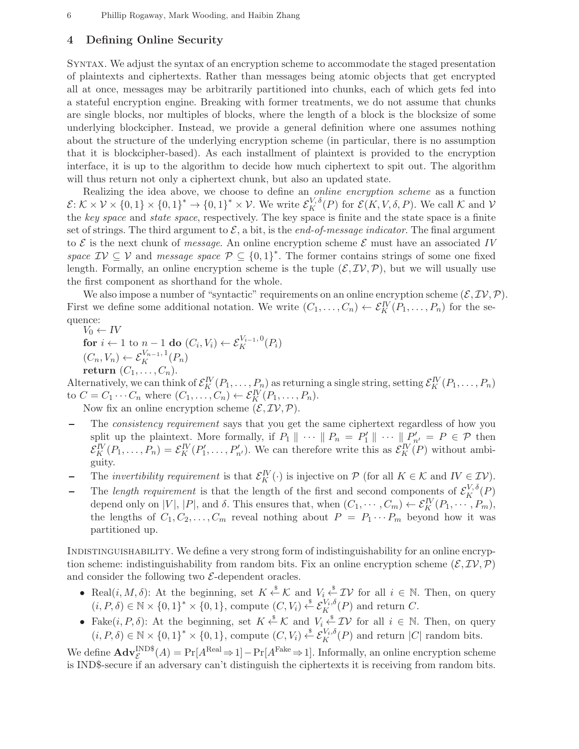## 4 Defining Online Security

Syntax. We adjust the syntax of an encryption scheme to accommodate the staged presentation of plaintexts and ciphertexts. Rather than messages being atomic objects that get encrypted all at once, messages may be arbitrarily partitioned into chunks, each of which gets fed into a stateful encryption engine. Breaking with former treatments, we do not assume that chunks are single blocks, nor multiples of blocks, where the length of a block is the blocksize of some underlying blockcipher. Instead, we provide a general definition where one assumes nothing about the structure of the underlying encryption scheme (in particular, there is no assumption that it is blockcipher-based). As each installment of plaintext is provided to the encryption interface, it is up to the algorithm to decide how much ciphertext to spit out. The algorithm will thus return not only a ciphertext chunk, but also an updated state.

Realizing the idea above, we choose to define an *online encryption scheme* as a function $\mathcal{E}\colon \mathcal{K} \times \mathcal{V} \times \{0,1\} \times \{0,1\}^* \to \{0,1\}^* \times \mathcal{V}$. We write $\mathcal{E}_K^{V,\delta}(P)$ for $\mathcal{E}(K,V,\delta,P)$. We call $\mathcal{K}$ and $\mathcal{V}$ the *key space* and *state space*, respectively. The key space is finite and the state space is a finite set of strings. The third argument to $\mathcal{E}$, a bit, is the *end-of-message indicator*. The final argument to $\mathcal{E}$ is the next chunk of *message*. An online encryption scheme $\mathcal{E}$ must have an associated *IV space* $\mathcal{IV} \subseteq \mathcal{V}$ and *message space* $\mathcal{P} \subseteq \{0,1\}^*$. The former contains strings of some one fixed length. Formally, an online encryption scheme is the tuple $(\mathcal{E}, \mathcal{IV}, \mathcal{P})$, but we will usually use the first component as shorthand for the whole.

We also impose a number of "syntactic" requirements on an online encryption scheme $(\mathcal{E}, \mathcal{IV}, \mathcal{P})$. First we define some additional notation. We write $(C_1, \ldots, C_n) \leftarrow \mathcal{E}_K^{IV}(P_1, \ldots, P_n)$ for the sequence:

$V_0 \leftarrow IV$
**for** $i \leftarrow 1$ to $n-1$ **do** $(C_i, V_i) \leftarrow \mathcal{E}_K^{V_{i-1},0}(P_i)$
$(C_n, V_n) \leftarrow \mathcal{E}_K^{V_{n-1},1}(P_n)$
**return** $(C_1, \ldots, C_n)$.

Alternatively, we can think of $\mathcal{E}_K^{IV}(P_1, \ldots, P_n)$ as returning a single string, setting $\mathcal{E}_K^{IV}(P_1, \ldots, P_n)$ to $C = C_1 \cdots C_n$ where $(C_1, \ldots, C_n) \leftarrow \mathcal{E}_K^{IV}(P_1, \ldots, P_n)$.

Now fix an online encryption scheme $(\mathcal{E}, \mathcal{IV}, \mathcal{P})$.

- The *consistency requirement* says that you get the same ciphertext regardless of how you split up the plaintext. More formally, if $P_1 \parallel \cdots \parallel P_n = P'_1 \parallel \cdots \parallel P'_{n'} = P \in \mathcal{P}$ then $\mathcal{E}_K^{IV}(P_1, \ldots, P_n) = \mathcal{E}_K^{IV}(P'_1, \ldots, P'_{n'})$. We can therefore write this as $\mathcal{E}_K^{IV}(P)$ without ambiguity.
- The *invertibility requirement* is that $\mathcal{E}_K^{IV}(\cdot)$ is injective on $\mathcal{P}$ (for all $K \in \mathcal{K}$ and $IV \in \mathcal{IV}$).
- The *length requirement* is that the length of the first and second components of $\mathcal{E}_K^{V,\delta}(P)$ depend only on $|V|$, $|P|$, and $\delta$. This ensures that, when $(C_1, \cdots, C_m) \leftarrow \mathcal{E}_K^{IV}(P_1, \cdots, P_m)$, the lengths of $C_1, C_2, \ldots, C_m$ reveal nothing about $P = P_1 \cdots P_m$ beyond how it was partitioned up.

Indistinguishability. We define a very strong form of indistinguishability for an online encryption scheme: indistinguishability from random bits. Fix an online encryption scheme $(\mathcal{E}, \mathcal{IV}, \mathcal{P})$ and consider the following two $\mathcal{E}$-dependent oracles.

- Real$(i, M, \delta)$: At the beginning, set $K \xleftarrow{\$} \mathcal{K}$ and $V_i \xleftarrow{\$} \mathcal{IV}$ for all $i \in \mathbb{N}$. Then, on query $(i, P, \delta) \in \mathbb{N} \times \{0,1\}^* \times \{0,1\}$, compute $(C, V_i) \xleftarrow{\$} \mathcal{E}_K^{V_i,\delta}(P)$ and return $C$.
- Fake$(i, P, \delta)$: At the beginning, set $K \xleftarrow{\$} \mathcal{K}$ and $V_i \xleftarrow{\$} \mathcal{IV}$ for all $i \in \mathbb{N}$. Then, on query $(i, P, \delta) \in \mathbb{N} \times \{0,1\}^* \times \{0,1\}$, compute $(C, V_i) \xleftarrow{\$} \mathcal{E}_K^{V_i,\delta}(P)$ and return $|C|$ random bits.

We define $\mathbf{Adv}_{\mathcal{E}}^{\mathrm{IND\$}}(A) = \Pr[A^{\mathrm{Real}} \Rightarrow 1] - \Pr[A^{\mathrm{Fake}} \Rightarrow 1]$. Informally, an online encryption scheme is IND\$-secure if an adversary can't distinguish the ciphertexts it is receiving from random bits.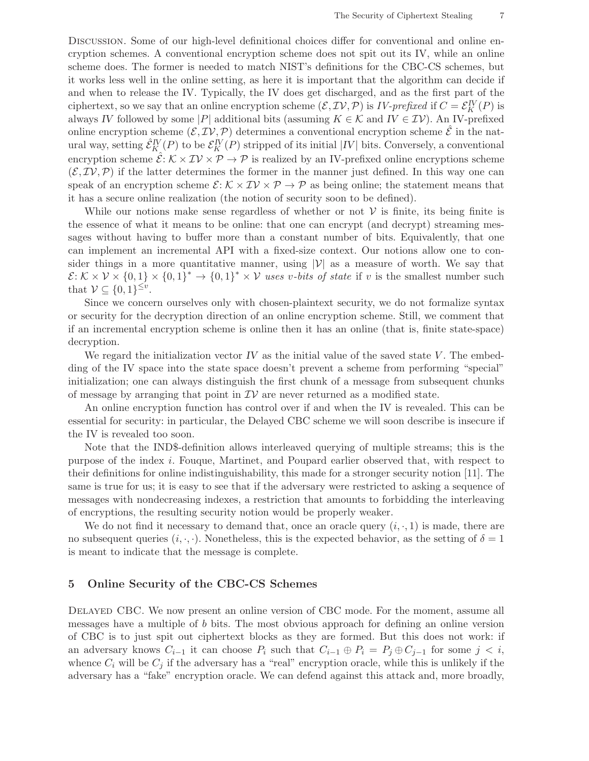DISCUSSION. Some of our high-level definitional choices differ for conventional and online encryption schemes. A conventional encryption scheme does not spit out its IV, while an online scheme does. The former is needed to match NIST's definitions for the CBC-CS schemes, but it works less well in the online setting, as here it is important that the algorithm can decide if and when to release the IV. Typically, the IV does get discharged, and as the first part of the ciphertext, so we say that an online encryption scheme $(\mathcal{E}, \mathcal{IV}, \mathcal{P})$ is *IV-prefixed* if $C = \mathcal{E}_K^{IV}(P)$ is always *IV* followed by some $|P|$ additional bits (assuming $K \in \mathcal{K}$ and $IV \in \mathcal{IV}$). An IV-prefixed online encryption scheme $(\mathcal{E}, \mathcal{IV}, \mathcal{P})$ determines a conventional encryption scheme $\hat{\mathcal{E}}$ in the natural way, setting $\hat{\mathcal{E}}_K^{IV}(P)$ to be $\mathcal{E}_K^{IV}(P)$ stripped of its initial $|IV|$ bits. Conversely, a conventional encryption scheme $\hat{\mathcal{E}}\colon \mathcal{K} \times \mathcal{IV} \times \mathcal{P} \to \mathcal{P}$ is realized by an IV-prefixed online encryptions scheme $(\mathcal{E}, \mathcal{IV}, \mathcal{P})$ if the latter determines the former in the manner just defined. In this way one can speak of an encryption scheme $\mathcal{E}\colon \mathcal{K} \times \mathcal{IV} \times \mathcal{P} \to \mathcal{P}$ as being online; the statement means that it has a secure online realization (the notion of security soon to be defined).

While our notions make sense regardless of whether or not $\mathcal{V}$ is finite, its being finite is the essence of what it means to be online: that one can encrypt (and decrypt) streaming messages without having to buffer more than a constant number of bits. Equivalently, that one can implement an incremental API with a fixed-size context. Our notions allow one to consider things in a more quantitative manner, using $|\mathcal{V}|$ as a measure of worth. We say that $\mathcal{E}\colon \mathcal{K} \times \mathcal{V} \times \{0,1\} \times \{0,1\}^* \to \{0,1\}^* \times \mathcal{V}$ *uses v-bits of state* if $v$ is the smallest number such that $\mathcal{V} \subseteq \{0,1\}^{\leq v}$.

Since we concern ourselves only with chosen-plaintext security, we do not formalize syntax or security for the decryption direction of an online encryption scheme. Still, we comment that if an incremental encryption scheme is online then it has an online (that is, finite state-space) decryption.

We regard the initialization vector *IV* as the initial value of the saved state $V$. The embedding of the IV space into the state space doesn't prevent a scheme from performing "special" initialization; one can always distinguish the first chunk of a message from subsequent chunks of message by arranging that point in $\mathcal{IV}$ are never returned as a modified state.

An online encryption function has control over if and when the IV is revealed. This can be essential for security: in particular, the Delayed CBC scheme we will soon describe is insecure if the IV is revealed too soon.

Note that the IND\$-definition allows interleaved querying of multiple streams; this is the purpose of the index $i$. Fouque, Martinet, and Poupard earlier observed that, with respect to their definitions for online indistinguishability, this made for a stronger security notion [11]. The same is true for us; it is easy to see that if the adversary were restricted to asking a sequence of messages with nondecreasing indexes, a restriction that amounts to forbidding the interleaving of encryptions, the resulting security notion would be properly weaker.

We do not find it necessary to demand that, once an oracle query $(i, \cdot, 1)$ is made, there are no subsequent queries $(i, \cdot, \cdot)$. Nonetheless, this is the expected behavior, as the setting of $\delta = 1$ is meant to indicate that the message is complete.

## 5 Online Security of the CBC-CS Schemes

DELAYED CBC. We now present an online version of CBC mode. For the moment, assume all messages have a multiple of $b$ bits. The most obvious approach for defining an online version of CBC is to just spit out ciphertext blocks as they are formed. But this does not work: if an adversary knows $C_{i-1}$ it can choose $P_i$ such that $C_{i-1} \oplus P_i = P_j \oplus C_{j-1}$ for some $j < i$, whence $C_i$ will be $C_j$ if the adversary has a "real" encryption oracle, while this is unlikely if the adversary has a "fake" encryption oracle. We can defend against this attack and, more broadly,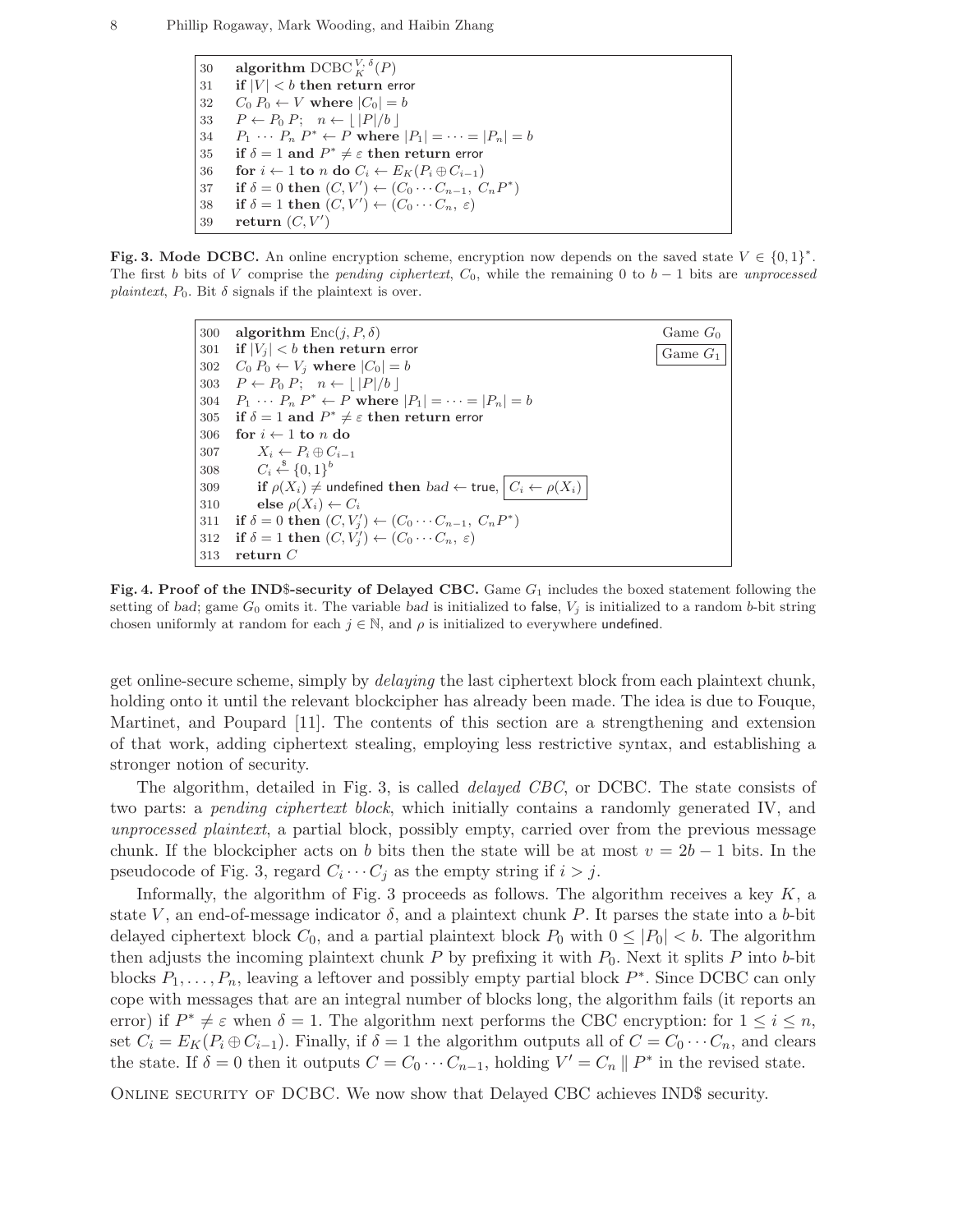```
30   algorithm DCBC_K^{V,δ}(P)
31   if |V| < b then return error
32   C_0 P_0 ← V where |C_0| = b
33   P ← P_0 P;   n ← ⌊ |P|/b ⌋
34   P_1 ··· P_n P* ← P where |P_1| = ··· = |P_n| = b
35   if δ = 1 and P* ≠ ε then return error
36   for i ← 1 to n do C_i ← E_K(P_i ⊕ C_{i−1})
37   if δ = 0 then (C, V′) ← (C_0 ··· C_{n−1}, C_n P*)
38   if δ = 1 then (C, V′) ← (C_0 ··· C_n, ε)
39   return (C, V′)
```

**Fig. 3. Mode DCBC.** An online encryption scheme, encryption now depends on the saved state $V \in \{0,1\}^*$. The first $b$ bits of $V$ comprise the *pending ciphertext*, $C_0$, while the remaining 0 to $b-1$ bits are *unprocessed plaintext*, $P_0$. Bit $\delta$ signals if the plaintext is over.

```
300  algorithm Enc(j, P, δ)                                        Game G_0
301  if |V_j| < b then return error                                [Game G_1]
302  C_0 P_0 ← V_j where |C_0| = b
303  P ← P_0 P;   n ← ⌊ |P|/b ⌋
304  P_1 ··· P_n P* ← P where |P_1| = ··· = |P_n| = b
305  if δ = 1 and P* ≠ ε then return error
306  for i ← 1 to n do
307       X_i ← P_i ⊕ C_{i−1}
308       C_i ←$ {0,1}^b
309       if ρ(X_i) ≠ undefined then bad ← true, [C_i ← ρ(X_i)]
310       else ρ(X_i) ← C_i
311  if δ = 0 then (C, V′_j) ← (C_0 ··· C_{n−1}, C_n P*)
312  if δ = 1 then (C, V′_j) ← (C_0 ··· C_n, ε)
313  return C
```

**Fig. 4. Proof of the IND\$-security of Delayed CBC.** Game $G_1$ includes the boxed statement following the setting of *bad*; game $G_0$ omits it. The variable *bad* is initialized to false, $V_j$ is initialized to a random $b$-bit string chosen uniformly at random for each $j \in \mathbb{N}$, and $\rho$ is initialized to everywhere undefined.

get online-secure scheme, simply by *delaying* the last ciphertext block from each plaintext chunk, holding onto it until the relevant blockcipher has already been made. The idea is due to Fouque, Martinet, and Poupard [11]. The contents of this section are a strengthening and extension of that work, adding ciphertext stealing, employing less restrictive syntax, and establishing a stronger notion of security.

The algorithm, detailed in Fig. 3, is called *delayed CBC*, or DCBC. The state consists of two parts: a *pending ciphertext block*, which initially contains a randomly generated IV, and *unprocessed plaintext*, a partial block, possibly empty, carried over from the previous message chunk. If the blockcipher acts on $b$ bits then the state will be at most $v = 2b - 1$ bits. In the pseudocode of Fig. 3, regard $C_i \cdots C_j$ as the empty string if $i > j$.

Informally, the algorithm of Fig. 3 proceeds as follows. The algorithm receives a key $K$, a state $V$, an end-of-message indicator $\delta$, and a plaintext chunk $P$. It parses the state into a $b$-bit delayed ciphertext block $C_0$, and a partial plaintext block $P_0$ with $0 \le |P_0| < b$. The algorithm then adjusts the incoming plaintext chunk $P$ by prefixing it with $P_0$. Next it splits $P$ into $b$-bit blocks $P_1, \ldots, P_n$, leaving a leftover and possibly empty partial block $P^*$. Since DCBC can only cope with messages that are an integral number of blocks long, the algorithm fails (it reports an error) if $P^* \neq \varepsilon$ when $\delta = 1$. The algorithm next performs the CBC encryption: for $1 \le i \le n$, set $C_i = E_K(P_i \oplus C_{i-1})$. Finally, if $\delta = 1$ the algorithm outputs all of $C = C_0 \cdots C_n$, and clears the state. If $\delta = 0$ then it outputs $C = C_0 \cdots C_{n-1}$, holding $V' = C_n \parallel P^*$ in the revised state.

Online security of DCBC. We now show that Delayed CBC achieves IND\$ security.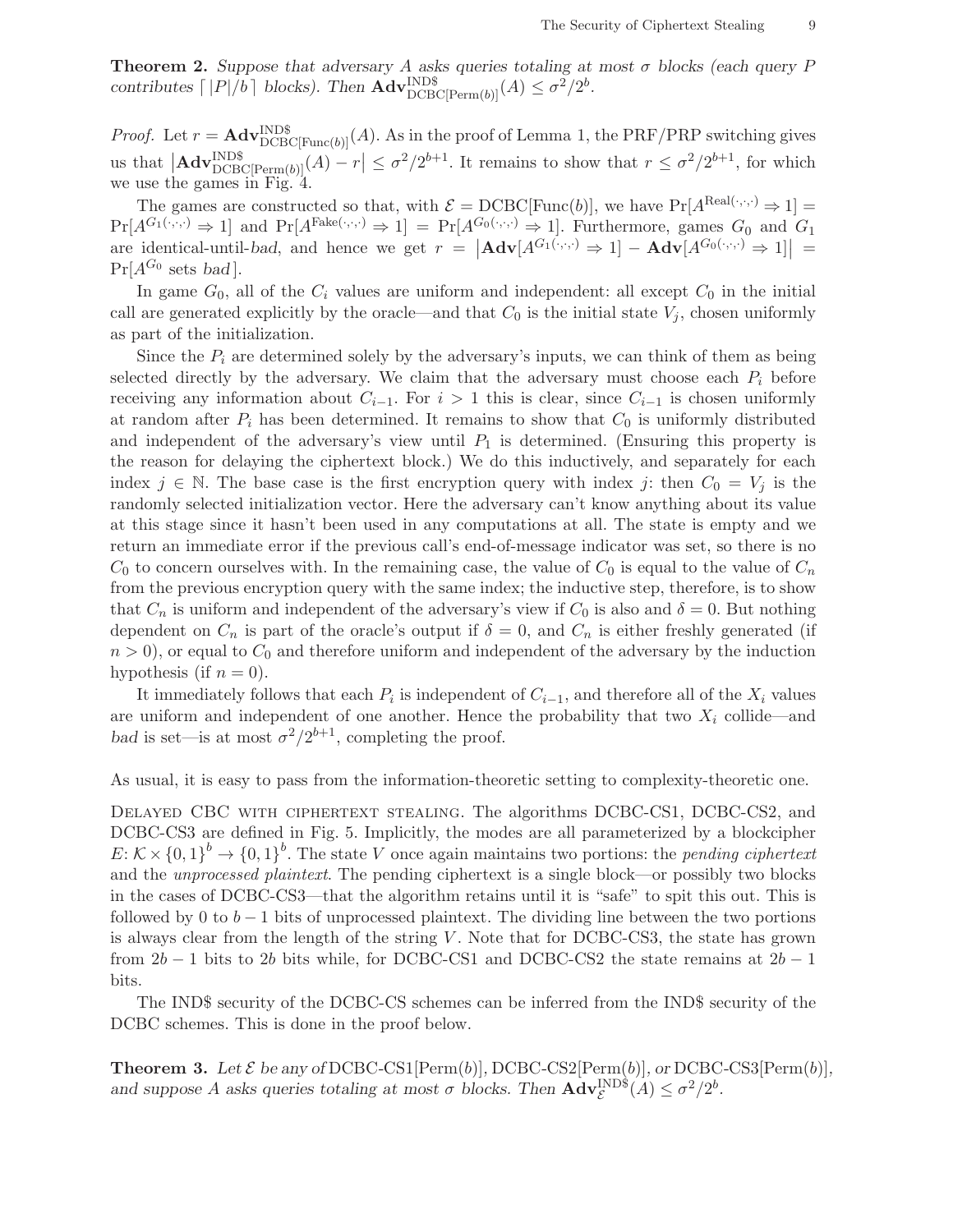**Theorem 2.** *Suppose that adversary $A$ asks queries totaling at most $\sigma$ blocks (each query $P$ contributes $\lceil |P|/b \rceil$ blocks). Then $\mathbf{Adv}^{\mathrm{IND\$}}_{\mathrm{DCBC}[\mathrm{Perm}(b)]}(A) \le \sigma^2/2^b$.*

*Proof.* Let $r = \mathbf{Adv}^{\mathrm{IND\$}}_{\mathrm{DCBC}[\mathrm{Func}(b)]}(A)$. As in the proof of Lemma 1, the PRF/PRP switching gives us that $\left|\mathbf{Adv}^{\mathrm{IND\$}}_{\mathrm{DCBC}[\mathrm{Perm}(b)]}(A) - r\right| \le \sigma^2/2^{b+1}$. It remains to show that $r \le \sigma^2/2^{b+1}$, for which we use the games in Fig. 4.

The games are constructed so that, with $\mathcal{E} = \mathrm{DCBC}[\mathrm{Func}(b)]$, we have $\Pr[A^{\mathrm{Real}(\cdot,\cdot,\cdot)} \Rightarrow 1] = \Pr[A^{G_1(\cdot,\cdot,\cdot)} \Rightarrow 1]$ and $\Pr[A^{\mathrm{Fake}(\cdot,\cdot,\cdot)} \Rightarrow 1] = \Pr[A^{G_0(\cdot,\cdot,\cdot)} \Rightarrow 1]$. Furthermore, games $G_0$ and $G_1$ are identical-until-*bad*, and hence we get $r = \left|\mathbf{Adv}[A^{G_1(\cdot,\cdot,\cdot)} \Rightarrow 1] - \mathbf{Adv}[A^{G_0(\cdot,\cdot,\cdot)} \Rightarrow 1]\right| = \Pr[A^{G_0} \text{ sets } bad]$.

In game $G_0$, all of the $C_i$ values are uniform and independent: all except $C_0$ in the initial call are generated explicitly by the oracle—and that $C_0$ is the initial state $V_j$, chosen uniformly as part of the initialization.

Since the $P_i$ are determined solely by the adversary's inputs, we can think of them as being selected directly by the adversary. We claim that the adversary must choose each $P_i$ before receiving any information about $C_{i-1}$. For $i > 1$ this is clear, since $C_{i-1}$ is chosen uniformly at random after $P_i$ has been determined. It remains to show that $C_0$ is uniformly distributed and independent of the adversary's view until $P_1$ is determined. (Ensuring this property is the reason for delaying the ciphertext block.) We do this inductively, and separately for each index $j \in \mathbb{N}$. The base case is the first encryption query with index $j$: then $C_0 = V_j$ is the randomly selected initialization vector. Here the adversary can't know anything about its value at this stage since it hasn't been used in any computations at all. The state is empty and we return an immediate error if the previous call's end-of-message indicator was set, so there is no $C_0$ to concern ourselves with. In the remaining case, the value of $C_0$ is equal to the value of $C_n$ from the previous encryption query with the same index; the inductive step, therefore, is to show that $C_n$ is uniform and independent of the adversary's view if $C_0$ is also and $\delta = 0$. But nothing dependent on $C_n$ is part of the oracle's output if $\delta = 0$, and $C_n$ is either freshly generated (if $n > 0$), or equal to $C_0$ and therefore uniform and independent of the adversary by the induction hypothesis (if $n = 0$).

It immediately follows that each $P_i$ is independent of $C_{i-1}$, and therefore all of the $X_i$ values are uniform and independent of one another. Hence the probability that two $X_i$ collide—and *bad* is set—is at most $\sigma^2/2^{b+1}$, completing the proof.

As usual, it is easy to pass from the information-theoretic setting to complexity-theoretic one.

Delayed CBC with ciphertext stealing. The algorithms DCBC-CS1, DCBC-CS2, and DCBC-CS3 are defined in Fig. 5. Implicitly, the modes are all parameterized by a blockcipher $E\colon \mathcal{K} \times \{0,1\}^b \to \{0,1\}^b$. The state $V$ once again maintains two portions: the *pending ciphertext* and the *unprocessed plaintext*. The pending ciphertext is a single block—or possibly two blocks in the cases of DCBC-CS3—that the algorithm retains until it is "safe" to spit this out. This is followed by 0 to $b-1$ bits of unprocessed plaintext. The dividing line between the two portions is always clear from the length of the string $V$. Note that for DCBC-CS3, the state has grown from $2b-1$ bits to $2b$ bits while, for DCBC-CS1 and DCBC-CS2 the state remains at $2b-1$ bits.

The IND\$ security of the DCBC-CS schemes can be inferred from the IND\$ security of the DCBC schemes. This is done in the proof below.

**Theorem 3.** *Let $\mathcal{E}$ be any of* DCBC-CS1[Perm($b$)], DCBC-CS2[Perm($b$)], *or* DCBC-CS3[Perm($b$)], *and suppose $A$ asks queries totaling at most $\sigma$ blocks. Then $\mathbf{Adv}^{\mathrm{IND\$}}_{\mathcal{E}}(A) \le \sigma^2/2^b$.*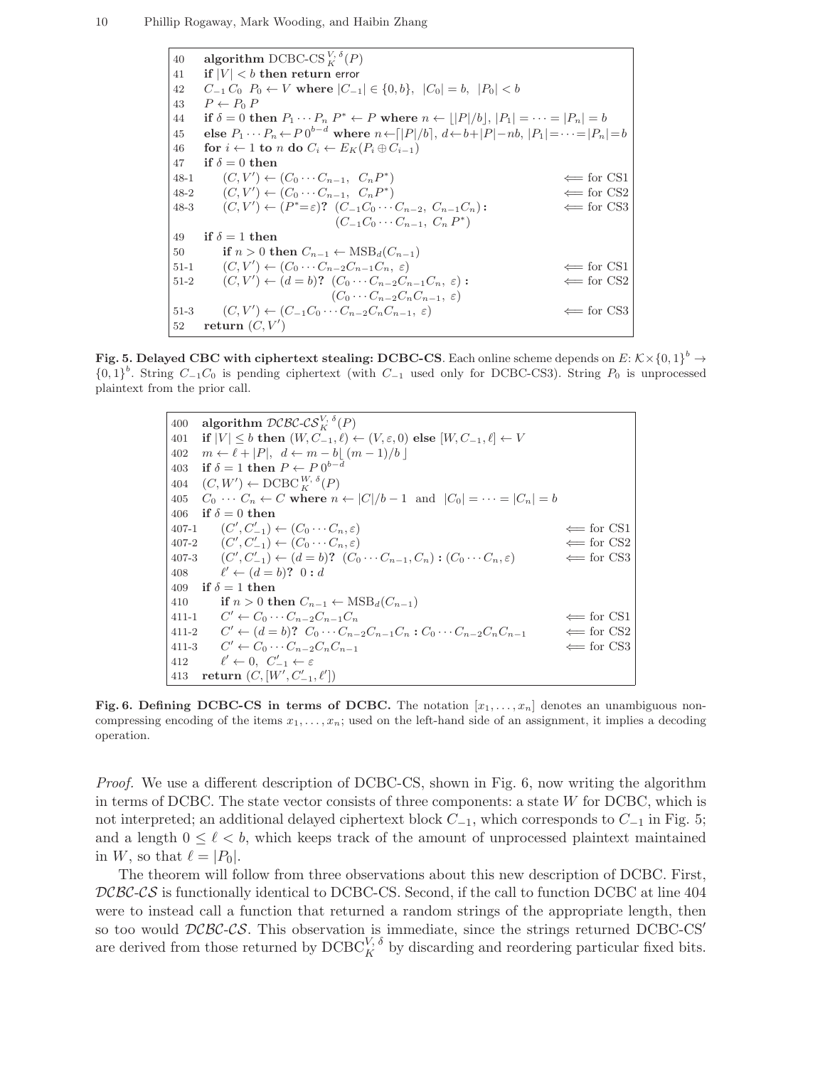```
40     algorithm DCBC-CS_K^{V,δ}(P)
41     if |V| < b then return error
42     C_{-1} C_0  P_0 ← V  where |C_{-1}| ∈ {0,b},  |C_0| = b,  |P_0| < b
43     P ← P_0 P
44     if δ = 0 then P_1 ··· P_n P* ← P where n ← ⌊|P|/b⌋, |P_1| = ··· = |P_n| = b
45     else P_1 ··· P_n ← P 0^{b−d} where n ← ⌈|P|/b⌉, d ← b+|P|−nb, |P_1| = ··· = |P_n| = b
46     for i ← 1 to n do C_i ← E_K(P_i ⊕ C_{i−1})
47     if δ = 0 then
48-1       (C, V') ← (C_0 ··· C_{n−1},  C_n P*)                              ⟸ for CS1
48-2       (C, V') ← (C_0 ··· C_{n−1},  C_n P*)                              ⟸ for CS2
48-3       (C, V') ← (P*=ε)?  (C_{−1}C_0 ··· C_{n−2},  C_{n−1}C_n) :          ⟸ for CS3
                              (C_{−1}C_0 ··· C_{n−1},  C_n P*)
49     if δ = 1 then
50         if n > 0 then C_{n−1} ← MSB_d(C_{n−1})
51-1       (C, V') ← (C_0 ··· C_{n−2}C_{n−1}C_n,  ε)                         ⟸ for CS1
51-2       (C, V') ← (d = b)?  (C_0 ··· C_{n−2}C_{n−1}C_n,  ε) :             ⟸ for CS2
                              (C_0 ··· C_{n−2}C_nC_{n−1},  ε)
51-3       (C, V') ← (C_{−1}C_0 ··· C_{n−2}C_nC_{n−1},  ε)                   ⟸ for CS3
52     return (C, V')
```

**Fig. 5. Delayed CBC with ciphertext stealing: DCBC-CS**. Each online scheme depends on $E\colon \mathcal{K}\times\{0,1\}^b \to \{0,1\}^b$. String $C_{-1}C_0$ is pending ciphertext (with $C_{-1}$ used only for DCBC-CS3). String $P_0$ is unprocessed plaintext from the prior call.

```
400    algorithm 𝒟𝒞ℬ𝒞-𝒞𝒮_K^{V,δ}(P)
401    if |V| ≤ b then (W, C_{−1}, ℓ) ← (V, ε, 0) else [W, C_{−1}, ℓ] ← V
402    m ← ℓ + |P|,  d ← m − b⌊(m − 1)/b⌋
403    if δ = 1 then P ← P 0^{b−d}
404    (C, W') ← DCBC_K^{W,δ}(P)
405    C_0 ··· C_n ← C where n ← |C|/b − 1  and  |C_0| = ··· = |C_n| = b
406    if δ = 0 then
407-1       (C', C'_{−1}) ← (C_0 ··· C_n, ε)                                   ⟸ for CS1
407-2       (C', C'_{−1}) ← (C_0 ··· C_n, ε)                                   ⟸ for CS2
407-3       (C', C'_{−1}) ← (d = b)?  (C_0 ··· C_{n−1}, C_n) : (C_0 ··· C_n, ε) ⟸ for CS3
408        ℓ' ← (d = b)?  0 : d
409    if δ = 1 then
410        if n > 0 then C_{n−1} ← MSB_d(C_{n−1})
411-1      C' ← C_0 ··· C_{n−2}C_{n−1}C_n                                      ⟸ for CS1
411-2      C' ← (d = b)?  C_0 ··· C_{n−2}C_{n−1}C_n : C_0 ··· C_{n−2}C_nC_{n−1} ⟸ for CS2
411-3      C' ← C_0 ··· C_{n−2}C_nC_{n−1}                                      ⟸ for CS3
412        ℓ' ← 0,  C'_{−1} ← ε
413    return (C, [W', C'_{−1}, ℓ'])
```

**Fig. 6. Defining DCBC-CS in terms of DCBC.** The notation $[x_1, \ldots, x_n]$ denotes an unambiguous non-compressing encoding of the items $x_1, \ldots, x_n$; used on the left-hand side of an assignment, it implies a decoding operation.

*Proof.* We use a different description of DCBC-CS, shown in Fig. 6, now writing the algorithm in terms of DCBC. The state vector consists of three components: a state $W$ for DCBC, which is not interpreted; an additional delayed ciphertext block $C_{-1}$, which corresponds to $C_{-1}$ in Fig. 5; and a length $0 \le \ell < b$, which keeps track of the amount of unprocessed plaintext maintained in $W$, so that $\ell = |P_0|$.

The theorem will follow from three observations about this new description of DCBC. First, $\mathcal{DCBC}\text{-}\mathcal{CS}$ is functionally identical to DCBC-CS. Second, if the call to function DCBC at line 404 were to instead call a function that returned a random strings of the appropriate length, then so too would $\mathcal{DCBC}\text{-}\mathcal{CS}$. This observation is immediate, since the strings returned DCBC-CS′ are derived from those returned by $\text{DCBC}_K^{V,\delta}$ by discarding and reordering particular fixed bits.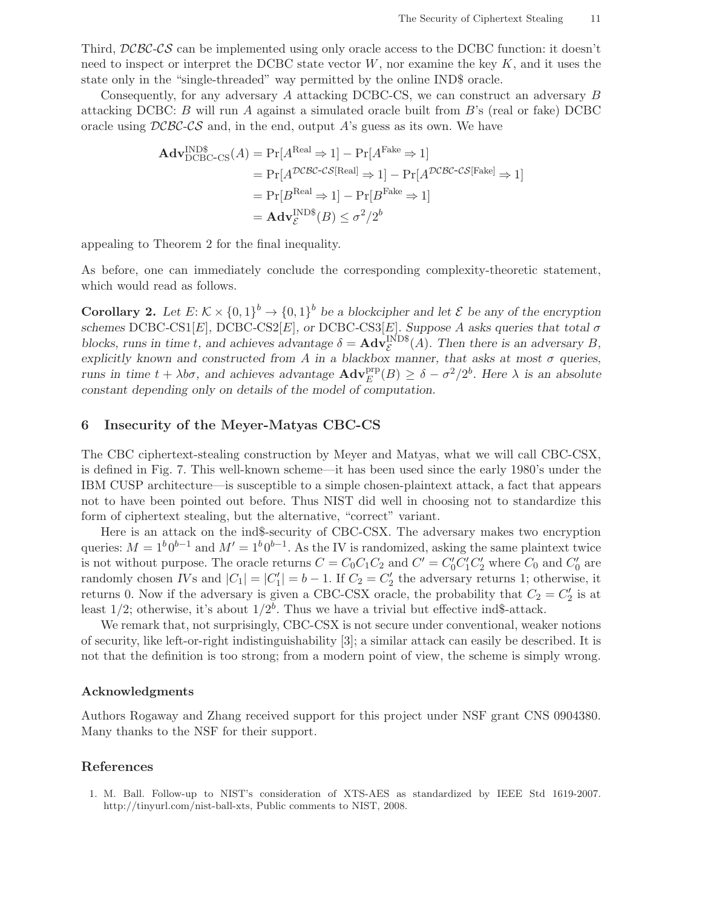Third, $\mathcal{DCBC}\text{-}\mathcal{CS}$ can be implemented using only oracle access to the DCBC function: it doesn't need to inspect or interpret the DCBC state vector $W$, nor examine the key $K$, and it uses the state only in the "single-threaded" way permitted by the online IND\$ oracle.

Consequently, for any adversary $A$ attacking DCBC-CS, we can construct an adversary $B$ attacking DCBC: $B$ will run $A$ against a simulated oracle built from $B$'s (real or fake) DCBC oracle using $\mathcal{DCBC}\text{-}\mathcal{CS}$ and, in the end, output $A$'s guess as its own. We have

$$
\begin{aligned}
\mathbf{Adv}^{\mathrm{IND\$}}_{\mathrm{DCBC\text{-}CS}}(A) &= \Pr[A^{\mathrm{Real}} \Rightarrow 1] - \Pr[A^{\mathrm{Fake}} \Rightarrow 1] \\
&= \Pr[A^{\mathcal{DCBC}\text{-}\mathcal{CS}[\mathrm{Real}]} \Rightarrow 1] - \Pr[A^{\mathcal{DCBC}\text{-}\mathcal{CS}[\mathrm{Fake}]} \Rightarrow 1] \\
&= \Pr[B^{\mathrm{Real}} \Rightarrow 1] - \Pr[B^{\mathrm{Fake}} \Rightarrow 1] \\
&= \mathbf{Adv}^{\mathrm{IND\$}}_{\mathcal{E}}(B) \leq \sigma^2/2^b
\end{aligned}
$$

appealing to Theorem 2 for the final inequality.

As before, one can immediately conclude the corresponding complexity-theoretic statement, which would read as follows.

**Corollary 2.** *Let $E\colon \mathcal{K} \times \{0,1\}^b \to \{0,1\}^b$ be a blockcipher and let $\mathcal{E}$ be any of the encryption schemes* DCBC-CS1$[E]$, DCBC-CS2$[E]$, *or* DCBC-CS3$[E]$. *Suppose $A$ asks queries that total $\sigma$ blocks, runs in time $t$, and achieves advantage $\delta = \mathbf{Adv}^{\mathrm{IND\$}}_{\mathcal{E}}(A)$. Then there is an adversary $B$, explicitly known and constructed from $A$ in a blackbox manner, that asks at most $\sigma$ queries, runs in time $t + \lambda b\sigma$, and achieves advantage $\mathbf{Adv}^{\mathrm{prp}}_{E}(B) \geq \delta - \sigma^2/2^b$. Here $\lambda$ is an absolute constant depending only on details of the model of computation.*

## 6 Insecurity of the Meyer-Matyas CBC-CS

The CBC ciphertext-stealing construction by Meyer and Matyas, what we will call CBC-CSX, is defined in Fig. 7. This well-known scheme—it has been used since the early 1980's under the IBM CUSP architecture—is susceptible to a simple chosen-plaintext attack, a fact that appears not to have been pointed out before. Thus NIST did well in choosing not to standardize this form of ciphertext stealing, but the alternative, "correct" variant.

Here is an attack on the ind\$-security of CBC-CSX. The adversary makes two encryption queries: $M = 1^b 0^{b-1}$ and $M' = 1^b 0^{b-1}$. As the IV is randomized, asking the same plaintext twice is not without purpose. The oracle returns $C = C_0 C_1 C_2$ and $C' = C'_0 C'_1 C'_2$ where $C_0$ and $C'_0$ are randomly chosen *IV*s and $|C_1| = |C'_1| = b - 1$. If $C_2 = C'_2$ the adversary returns 1; otherwise, it returns 0. Now if the adversary is given a CBC-CSX oracle, the probability that $C_2 = C'_2$ is at least 1/2; otherwise, it's about $1/2^b$. Thus we have a trivial but effective ind\$-attack.

We remark that, not surprisingly, CBC-CSX is not secure under conventional, weaker notions of security, like left-or-right indistinguishability [3]; a similar attack can easily be described. It is not that the definition is too strong; from a modern point of view, the scheme is simply wrong.

### Acknowledgments

Authors Rogaway and Zhang received support for this project under NSF grant CNS 0904380. Many thanks to the NSF for their support.

### References

1. M. Ball. Follow-up to NIST's consideration of XTS-AES as standardized by IEEE Std 1619-2007. http://tinyurl.com/nist-ball-xts, Public comments to NIST, 2008.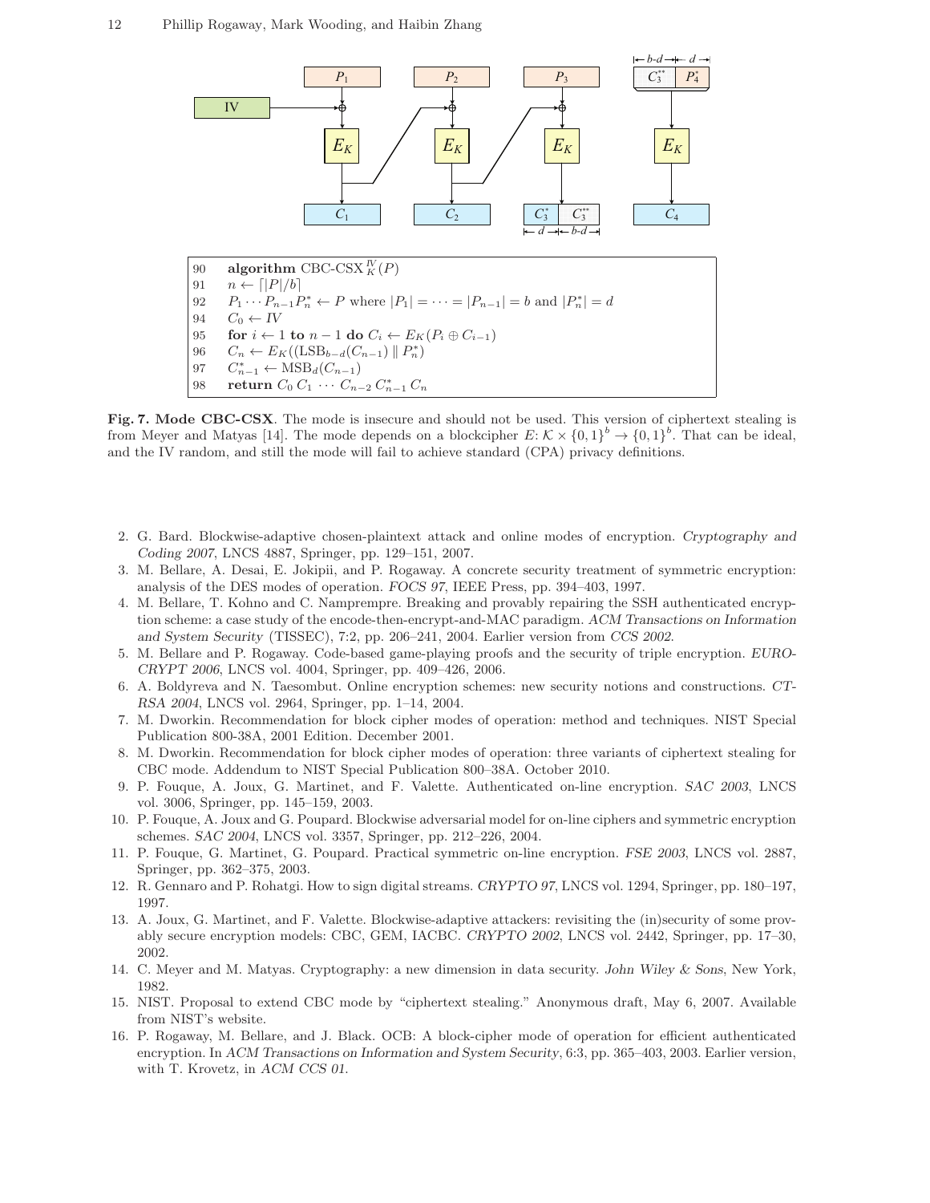```
90  algorithm CBC-CSX_K^IV(P)
91    n ← ⌈|P|/b⌉
92    P_1 ··· P_{n-1} P*_n ← P where |P_1| = ··· = |P_{n-1}| = b and |P*_n| = d
94    C_0 ← IV
95    for i ← 1 to n − 1 do C_i ← E_K(P_i ⊕ C_{i-1})
96    C_n ← E_K((LSB_{b-d}(C_{n-1}) ∥ P*_n)
97    C*_{n-1} ← MSB_d(C_{n-1})
98    return C_0 C_1 ··· C_{n-2} C*_{n-1} C_n
```

**Fig. 7. Mode CBC-CSX**. The mode is insecure and should not be used. This version of ciphertext stealing is from Meyer and Matyas [14]. The mode depends on a blockcipher $E: \mathcal{K} \times \{0,1\}^b \to \{0,1\}^b$. That can be ideal, and the IV random, and still the mode will fail to achieve standard (CPA) privacy definitions.

2. G. Bard. Blockwise-adaptive chosen-plaintext attack and online modes of encryption. *Cryptography and Coding 2007*, LNCS 4887, Springer, pp. 129–151, 2007.
3. M. Bellare, A. Desai, E. Jokipii, and P. Rogaway. A concrete security treatment of symmetric encryption: analysis of the DES modes of operation. *FOCS 97*, IEEE Press, pp. 394–403, 1997.
4. M. Bellare, T. Kohno and C. Namprempre. Breaking and provably repairing the SSH authenticated encryption scheme: a case study of the encode-then-encrypt-and-MAC paradigm. *ACM Transactions on Information and System Security* (TISSEC), 7:2, pp. 206–241, 2004. Earlier version from *CCS 2002*.
5. M. Bellare and P. Rogaway. Code-based game-playing proofs and the security of triple encryption. *EUROCRYPT 2006*, LNCS vol. 4004, Springer, pp. 409–426, 2006.
6. A. Boldyreva and N. Taesombut. Online encryption schemes: new security notions and constructions. *CT-RSA 2004*, LNCS vol. 2964, Springer, pp. 1–14, 2004.
7. M. Dworkin. Recommendation for block cipher modes of operation: method and techniques. NIST Special Publication 800-38A, 2001 Edition. December 2001.
8. M. Dworkin. Recommendation for block cipher modes of operation: three variants of ciphertext stealing for CBC mode. Addendum to NIST Special Publication 800–38A. October 2010.
9. P. Fouque, A. Joux, G. Martinet, and F. Valette. Authenticated on-line encryption. *SAC 2003*, LNCS vol. 3006, Springer, pp. 145–159, 2003.
10. P. Fouque, A. Joux and G. Poupard. Blockwise adversarial model for on-line ciphers and symmetric encryption schemes. *SAC 2004*, LNCS vol. 3357, Springer, pp. 212–226, 2004.
11. P. Fouque, G. Martinet, G. Poupard. Practical symmetric on-line encryption. *FSE 2003*, LNCS vol. 2887, Springer, pp. 362–375, 2003.
12. R. Gennaro and P. Rohatgi. How to sign digital streams. *CRYPTO 97*, LNCS vol. 1294, Springer, pp. 180–197, 1997.
13. A. Joux, G. Martinet, and F. Valette. Blockwise-adaptive attackers: revisiting the (in)security of some provably secure encryption models: CBC, GEM, IACBC. *CRYPTO 2002*, LNCS vol. 2442, Springer, pp. 17–30, 2002.
14. C. Meyer and M. Matyas. Cryptography: a new dimension in data security. *John Wiley & Sons*, New York, 1982.
15. NIST. Proposal to extend CBC mode by "ciphertext stealing." Anonymous draft, May 6, 2007. Available from NIST's website.
16. P. Rogaway, M. Bellare, and J. Black. OCB: A block-cipher mode of operation for efficient authenticated encryption. In *ACM Transactions on Information and System Security*, 6:3, pp. 365–403, 2003. Earlier version, with T. Krovetz, in *ACM CCS 01*.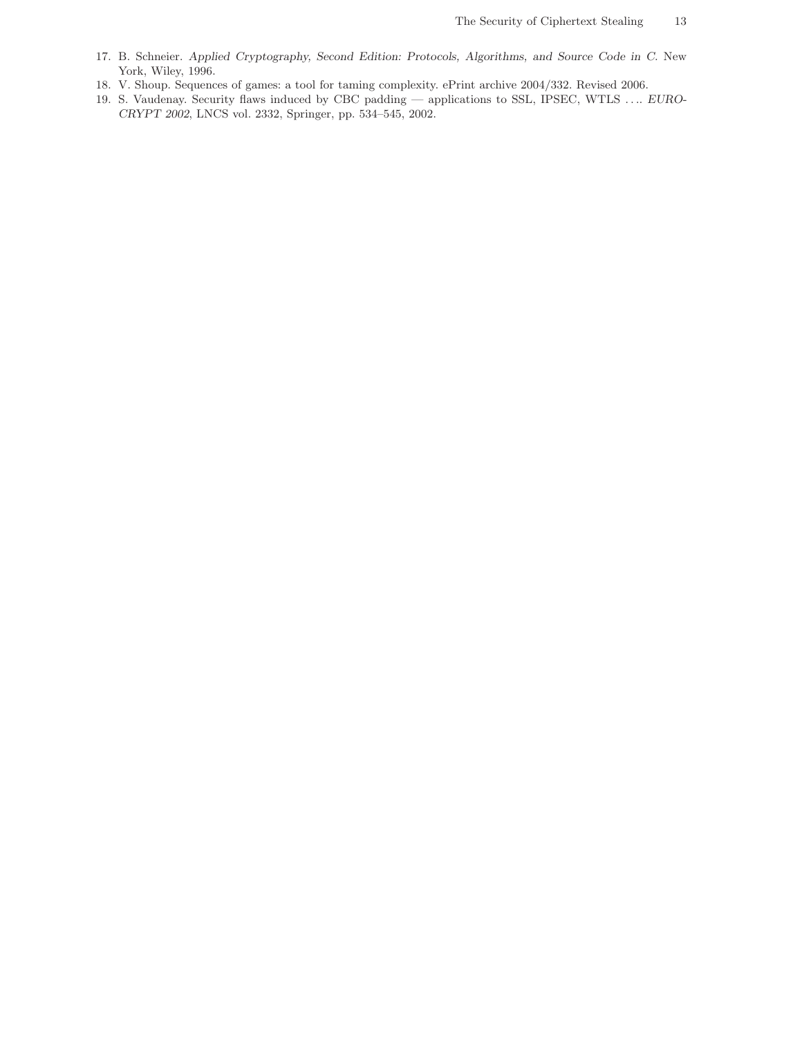17. B. Schneier. *Applied Cryptography, Second Edition: Protocols, Algorithms, and Source Code in C.* New York, Wiley, 1996.
18. V. Shoup. Sequences of games: a tool for taming complexity. ePrint archive 2004/332. Revised 2006.
19. S. Vaudenay. Security flaws induced by CBC padding — applications to SSL, IPSEC, WTLS .... *EUROCRYPT 2002*, LNCS vol. 2332, Springer, pp. 534–545, 2002.